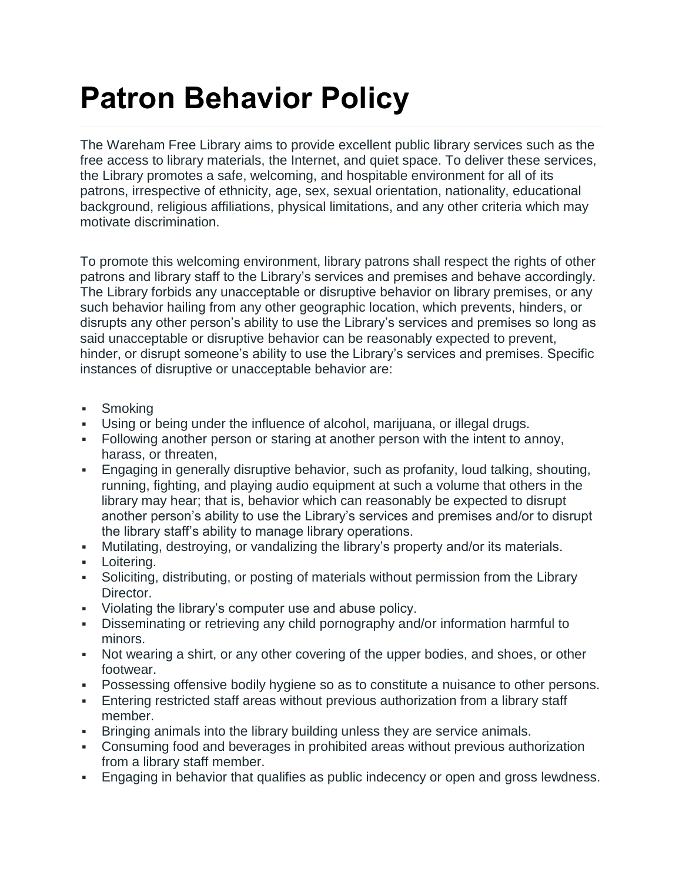# Patron Behavior Policy

The Wareham Free Library aims to provide excellent public library services such as the free access to library materials, the Internet, and quiet space. To deliver these services, the Library promotes a safe, welcoming, and hospitable environment for all of its patrons, irrespective of ethnicity, age, sex, sexual orientation, nationality, educational background, religious affiliations, physical limitations, and any other criteria which may motivate discrimination.

To promote this welcoming environment, library patrons shall respect the rights of other patrons and library staff to the Library's services and premises and behave accordingly. The Library forbids any unacceptable or disruptive behavior on library premises, or any such behavior hailing from any other geographic location, which prevents, hinders, or disrupts any other person's ability to use the Library's services and premises so long as said unacceptable or disruptive behavior can be reasonably expected to prevent, hinder, or disrupt someone's ability to use the Library's services and premises. Specific instances of disruptive or unacceptable behavior are:

- Smoking
- Using or being under the influence of alcohol, marijuana, or illegal drugs.
- Following another person or staring at another person with the intent to annoy, harass, or threaten,
- Engaging in generally disruptive behavior, such as profanity, loud talking, shouting, running, fighting, and playing audio equipment at such a volume that others in the library may hear; that is, behavior which can reasonably be expected to disrupt another person's ability to use the Library's services and premises and/or to disrupt the library staff's ability to manage library operations.
- Mutilating, destroying, or vandalizing the library's property and/or its materials.
- Loitering.
- Soliciting, distributing, or posting of materials without permission from the Library Director.
- Violating the library's computer use and abuse policy.
- Disseminating or retrieving any child pornography and/or information harmful to minors.
- Not wearing a shirt, or any other covering of the upper bodies, and shoes, or other footwear.
- Possessing offensive bodily hygiene so as to constitute a nuisance to other persons.
- Entering restricted staff areas without previous authorization from a library staff member.
- Bringing animals into the library building unless they are service animals.
- Consuming food and beverages in prohibited areas without previous authorization from a library staff member.
- Engaging in behavior that qualifies as public indecency or open and gross lewdness.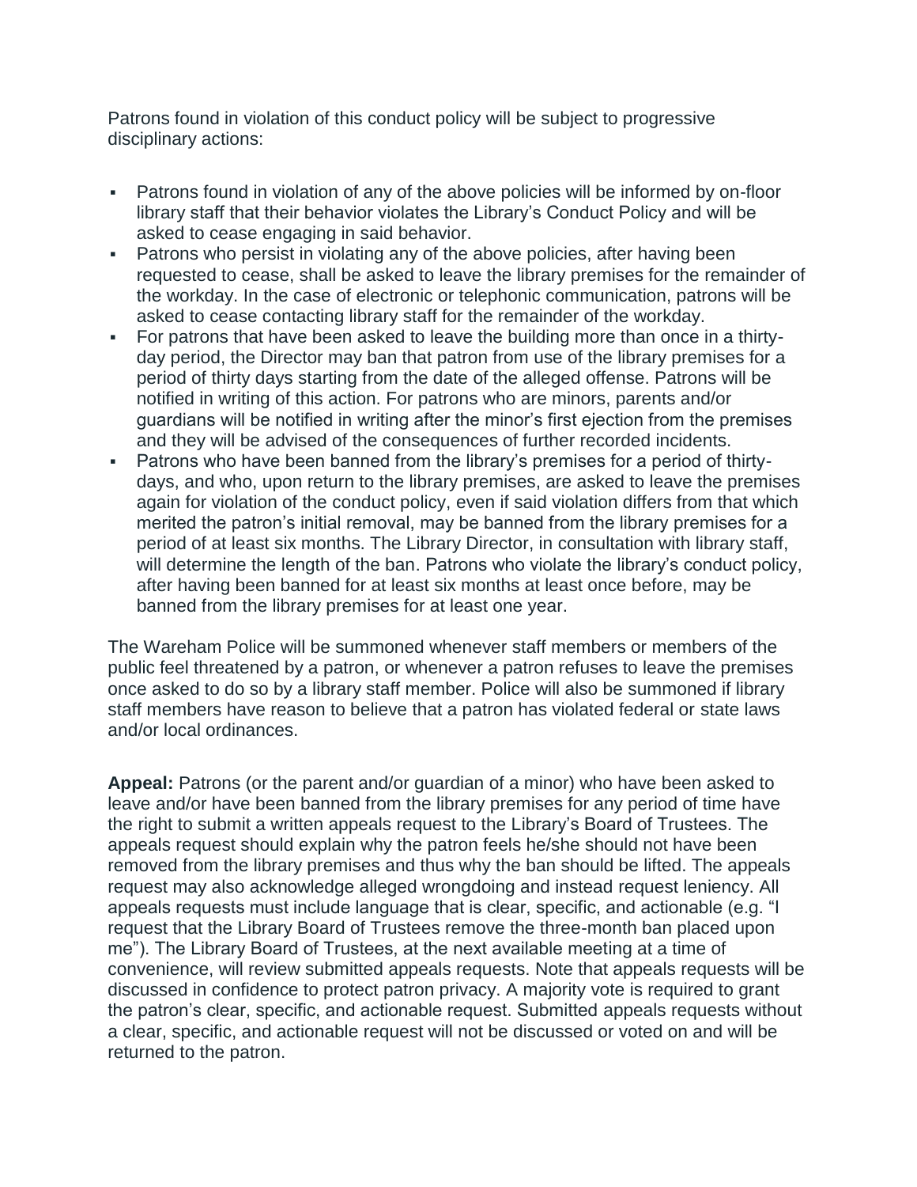Patrons found in violation of this conduct policy will be subject to progressive disciplinary actions:

- Patrons found in violation of any of the above policies will be informed by on-floor library staff that their behavior violates the Library's Conduct Policy and will be asked to cease engaging in said behavior.
- Patrons who persist in violating any of the above policies, after having been requested to cease, shall be asked to leave the library premises for the remainder of the workday. In the case of electronic or telephonic communication, patrons will be asked to cease contacting library staff for the remainder of the workday.
- For patrons that have been asked to leave the building more than once in a thirty-day period, the Director may ban that patron from use of the library premises for a period of thirty days starting from the date of the alleged offense. Patrons will be notified in writing of this action. For patrons who are minors, parents and/or guardians will be notified in writing after the minor's first ejection from the premises and they will be advised of the consequences of further recorded incidents.
- Patrons who have been banned from the library's premises for a period of thirty-days, and who, upon return to the library premises, are asked to leave the premises again for violation of the conduct policy, even if said violation differs from that which merited the patron's initial removal, may be banned from the library premises for a period of at least six months. The Library Director, in consultation with library staff, will determine the length of the ban. Patrons who violate the library's conduct policy, after having been banned for at least six months at least once before, may be banned from the library premises for at least one year.

The Wareham Police will be summoned whenever staff members or members of the public feel threatened by a patron, or whenever a patron refuses to leave the premises once asked to do so by a library staff member. Police will also be summoned if library staff members have reason to believe that a patron has violated federal or state laws and/or local ordinances.

**Appeal:** Patrons (or the parent and/or guardian of a minor) who have been asked to leave and/or have been banned from the library premises for any period of time have the right to submit a written appeals request to the Library's Board of Trustees. The appeals request should explain why the patron feels he/she should not have been removed from the library premises and thus why the ban should be lifted. The appeals request may also acknowledge alleged wrongdoing and instead request leniency. All appeals requests must include language that is clear, specific, and actionable (e.g. "I request that the Library Board of Trustees remove the three-month ban placed upon me"). The Library Board of Trustees, at the next available meeting at a time of convenience, will review submitted appeals requests. Note that appeals requests will be discussed in confidence to protect patron privacy. A majority vote is required to grant the patron's clear, specific, and actionable request. Submitted appeals requests without a clear, specific, and actionable request will not be discussed or voted on and will be returned to the patron.